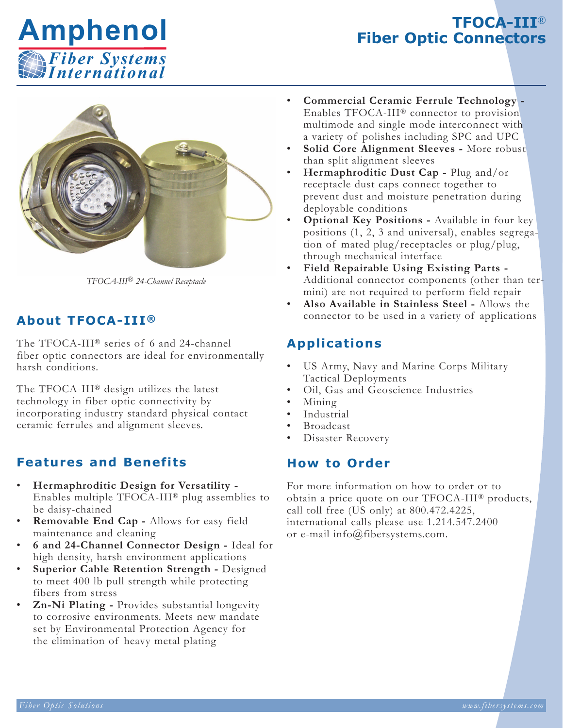# TFOCA-III® Fiber Optic Connectors

*TFOCA-III® 24-Channel Receptacle*

## About TFOCA-III®

The TFOCA-III® series of 6 and 24-channel fiber optic connectors are ideal for environmentally harsh conditions.

The TFOCA-III® design utilizes the latest technology in fiber optic connectivity by incorporating industry standard physical contact ceramic ferrules and alignment sleeves.

## Features and Benefits

- **Hermaphroditic Design for Versatility -** Enables multiple TFOCA-III® plug assemblies to be daisy-chained
- **Removable End Cap -** Allows for easy field maintenance and cleaning
- **6 and 24-Channel Connector Design -** Ideal for high density, harsh environment applications
- **Superior Cable Retention Strength -** Designed to meet 400 lb pull strength while protecting fibers from stress
- **Zn-Ni Plating -** Provides substantial longevity to corrosive environments. Meets new mandate set by Environmental Protection Agency for the elimination of heavy metal plating
- **Commercial Ceramic Ferrule Technology -** Enables TFOCA-III® connector to provision multimode and single mode interconnect with a variety of polishes including SPC and UPC
- **Solid Core Alignment Sleeves -** More robust than split alignment sleeves
- **Hermaphroditic Dust Cap -** Plug and/or receptacle dust caps connect together to prevent dust and moisture penetration during deployable conditions
- **Optional Key Positions -** Available in four key positions (1, 2, 3 and universal), enables segregation of mated plug/receptacles or plug/plug, through mechanical interface
- **Field Repairable Using Existing Parts -** Additional connector components (other than termini) are not required to perform field repair
- **Also Available in Stainless Steel -** Allows the connector to be used in a variety of applications

## Applications

- US Army, Navy and Marine Corps Military Tactical Deployments
- Oil, Gas and Geoscience Industries
- Mining
- Industrial
- Broadcast
- Disaster Recovery

## How to Order

For more information on how to order or to obtain a price quote on our TFOCA-III® products, call toll free (US only) at 800.472.4225, international calls please use 1.214.547.2400 or e-mail info@fibersystems.com.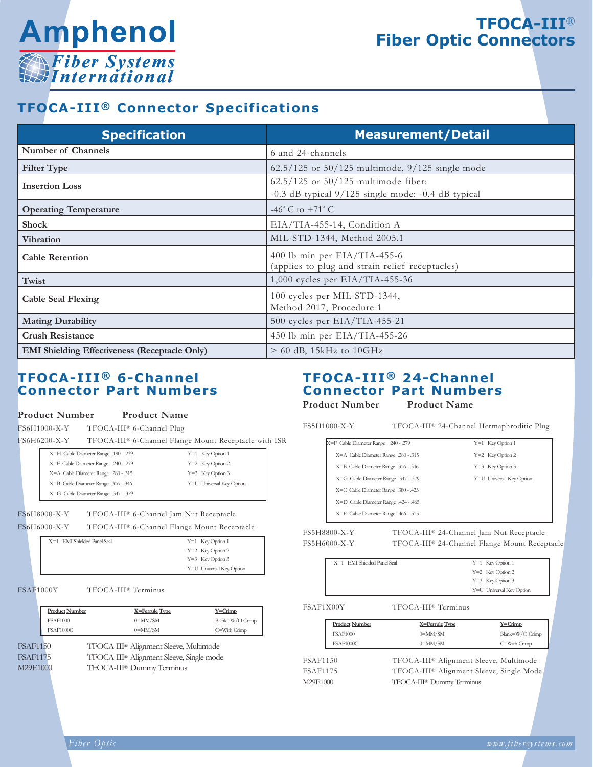# TFOCA-III® Fiber Optic Connectors

## TFOCA-III® Connector Specifications

| Specification | Measurement/Detail |
|---|---|
| Number of Channels | 6 and 24-channels |
| Filter Type | 62.5/125 or 50/125 multimode, 9/125 single mode |
| Insertion Loss | 62.5/125 or 50/125 multimode fiber: -0.3 dB typical 9/125 single mode: -0.4 dB typical |
| Operating Temperature | -46° C to +71° C |
| Shock | EIA/TIA-455-14, Condition A |
| Vibration | MIL-STD-1344, Method 2005.1 |
| Cable Retention | 400 lb min per EIA/TIA-455-6 (applies to plug and strain relief receptacles) |
| Twist | 1,000 cycles per EIA/TIA-455-36 |
| Cable Seal Flexing | 100 cycles per MIL-STD-1344, Method 2017, Procedure 1 |
| Mating Durability | 500 cycles per EIA/TIA-455-21 |
| Crush Resistance | 450 lb min per EIA/TIA-455-26 |
| EMI Shielding Effectiveness (Receptacle Only) | > 60 dB, 15kHz to 10GHz |

## TFOCA-III® 6-Channel Connector Part Numbers

| Product Number | Product Name |
|---|---|
| FS6H1000-X-Y | TFOCA-III® 6-Channel Plug |
| FS6H6200-X-Y | TFOCA-III® 6-Channel Flange Mount Receptacle with ISR |

| X | Y |
|---|---|
| X=H Cable Diameter Range .190 - .239 | Y=1 Key Option 1 |
| X=F Cable Diameter Range .240 - .279 | Y=2 Key Option 2 |
| X=A Cable Diameter Range .280 - .315 | Y=3 Key Option 3 |
| X=B Cable Diameter Range .316 - .346 | Y=U Universal Key Option |
| X=G Cable Diameter Range .347 - .379 | |

| Product Number | Product Name |
|---|---|
| FS6H8000-X-Y | TFOCA-III® 6-Channel Jam Nut Receptacle |
| FS6H6000-X-Y | TFOCA-III® 6-Channel Flange Mount Receptacle |

| X | Y |
|---|---|
| X=1 EMI Shielded Panel Seal | Y=1 Key Option 1 |
| | Y=2 Key Option 2 |
| | Y=3 Key Option 3 |
| | Y=U Universal Key Option |

| Product Number | Product Name |
|---|---|
| FSAF1000Y | TFOCA-III® Terminus |

| Product Number | X=Ferrule Type | Y=Crimp |
|---|---|---|
| FSAF1000 | 0=MM/SM | Blank=W/O Crimp |
| FSAF1000C | 0=MM/SM | C=With Crimp |

| Product Number | Product Name |
|---|---|
| FSAF1150 | TFOCA-III® Alignment Sleeve, Multimode |
| FSAF1175 | TFOCA-III® Alignment Sleeve, Single mode |
| M29E1000 | TFOCA-III® Dummy Terminus |

## TFOCA-III® 24-Channel Connector Part Numbers

| Product Number | Product Name |
|---|---|
| FS5H1000-X-Y | TFOCA-III® 24-Channel Hermaphroditic Plug |

| X | Y |
|---|---|
| X=F Cable Diameter Range .240 - .279 | Y=1 Key Option 1 |
| X=A Cable Diameter Range .280 - .315 | Y=2 Key Option 2 |
| X=B Cable Diameter Range .316 - .346 | Y=3 Key Option 3 |
| X=G Cable Diameter Range .347 - .379 | Y=U Universal Key Option |
| X=C Cable Diameter Range .380 - .423 | |
| X=D Cable Diameter Range .424 - .465 | |
| X=E Cable Diameter Range .466 - .515 | |

| Product Number | Product Name |
|---|---|
| FS5H8800-X-Y | TFOCA-III® 24-Channel Jam Nut Receptacle |
| FS5H6000-X-Y | TFOCA-III® 24-Channel Flange Mount Receptacle |

| X | Y |
|---|---|
| X=1 EMI Shielded Panel Seal | Y=1 Key Option 1 |
| | Y=2 Key Option 2 |
| | Y=3 Key Option 3 |
| | Y=U Universal Key Option |

| Product Number | Product Name |
|---|---|
| FSAF1X00Y | TFOCA-III® Terminus |

| Product Number | X=Ferrule Type | Y=Crimp |
|---|---|---|
| FSAF1000 | 0=MM/SM | Blank=W/O Crimp |
| FSAF1000C | 0=MM/SM | C=With Crimp |

| Product Number | Product Name |
|---|---|
| FSAF1150 | TFOCA-III® Alignment Sleeve, Multimode |
| FSAF1175 | TFOCA-III® Alignment Sleeve, Single Mode |
| M29E1000 | TFOCA-III® Dummy Terminus |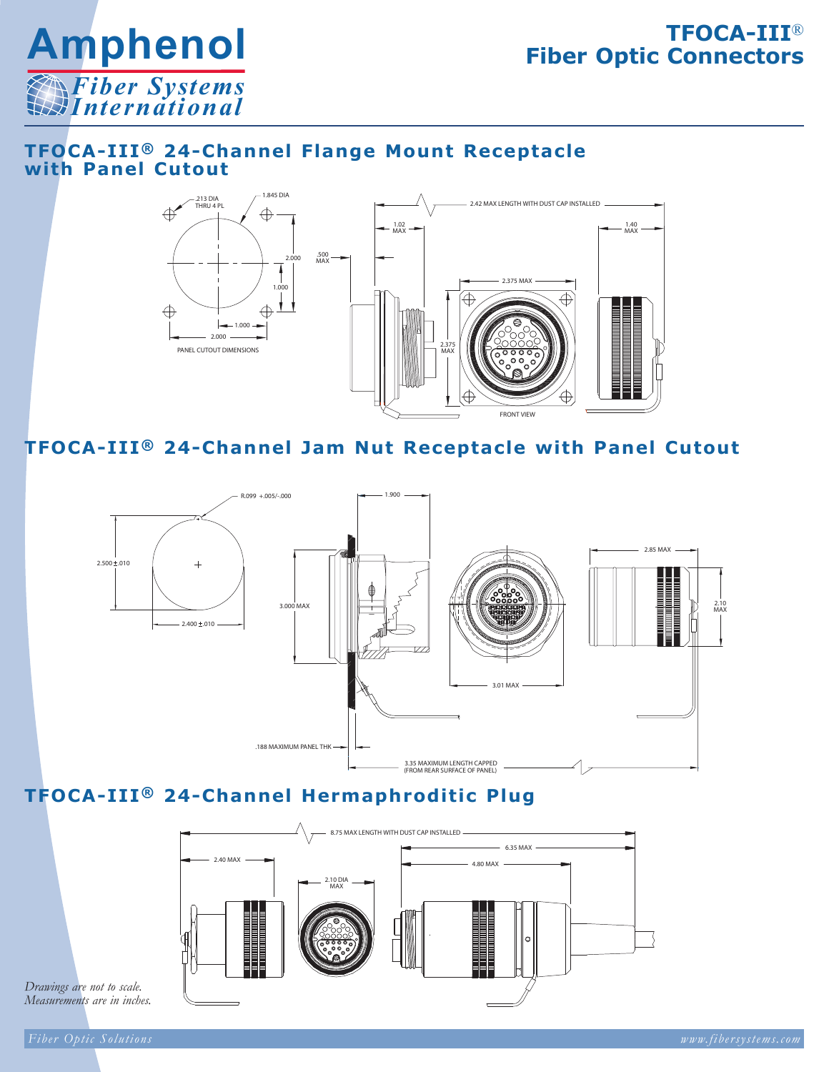# TFOCA-III® 24-Channel Flange Mount Receptacle with Panel Cutout

.213 DIA THRU 4 PL

1.845 DIA

2.000

1.000

1.000

2.000

PANEL CUTOUT DIMENSIONS

2.42 MAX LENGTH WITH DUST CAP INSTALLED

1.02 MAX

1.40 MAX

.500 MAX

2.375 MAX

2.375 MAX

FRONT VIEW

# TFOCA-III® 24-Channel Jam Nut Receptacle with Panel Cutout

R.099 +.005/-.000

2.500 ± .010

2.400 ± .010

1.900

3.000 MAX

2.85 MAX

2.10 MAX

3.01 MAX

.188 MAXIMUM PANEL THK

3.35 MAXIMUM LENGTH CAPPED (FROM REAR SURFACE OF PANEL)

# TFOCA-III® 24-Channel Hermaphroditic Plug

8.75 MAX LENGTH WITH DUST CAP INSTALLED

6.35 MAX

4.80 MAX

2.40 MAX

2.10 DIA MAX

*Drawings are not to scale.*
*Measurements are in inches.*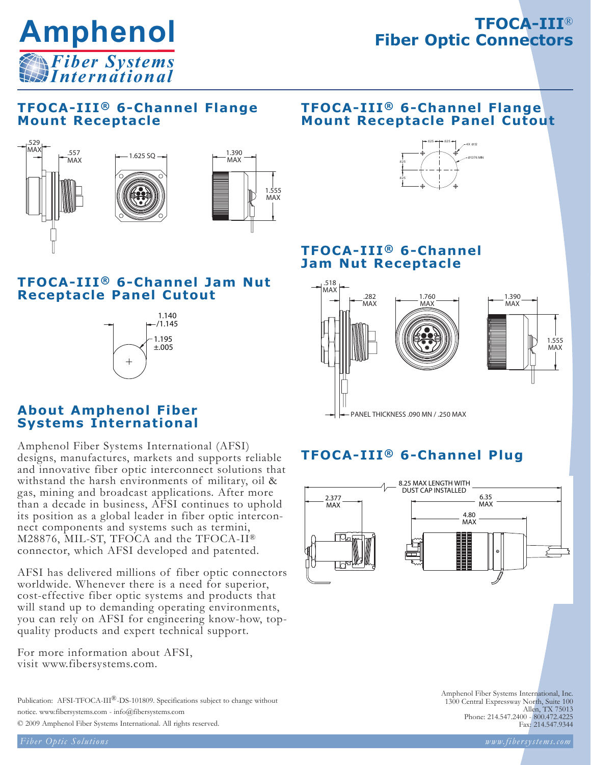# Amphenol Fiber Systems International

# TFOCA-III® Fiber Optic Connectors

## TFOCA-III® 6-Channel Flange Mount Receptacle

.529 MAX
.557 MAX
1.625 SQ
1.390 MAX
1.555 MAX

## TFOCA-III® 6-Channel Flange Mount Receptacle Panel Cutout

.625
.625
4X Ø.12
Ø1.376 MIN
.625
.625

## TFOCA-III® 6-Channel Jam Nut Receptacle

.518 MAX
.282 MAX
1.760 MAX
1.390 MAX
1.555 MAX
PANEL THICKNESS .090 MN / .250 MAX

## TFOCA-III® 6-Channel Jam Nut Receptacle Panel Cutout

1.140 /1.145
1.195 ±.005

## About Amphenol Fiber Systems International

Amphenol Fiber Systems International (AFSI) designs, manufactures, markets and supports reliable and innovative fiber optic interconnect solutions that withstand the harsh environments of military, oil & gas, mining and broadcast applications. After more than a decade in business, AFSI continues to uphold its position as a global leader in fiber optic interconnect components and systems such as termini, M28876, MIL-ST, TFOCA and the TFOCA-II® connector, which AFSI developed and patented.

AFSI has delivered millions of fiber optic connectors worldwide. Whenever there is a need for superior, cost-effective fiber optic systems and products that will stand up to demanding operating environments, you can rely on AFSI for engineering know-how, top-quality products and expert technical support.

For more information about AFSI, visit www.fibersystems.com.

## TFOCA-III® 6-Channel Plug

8.25 MAX LENGTH WITH DUST CAP INSTALLED
2.377 MAX
6.35 MAX
4.80 MAX

Publication: AFSI-TFOCA-III®-DS-101809. Specifications subject to change without notice. www.fibersystems.com - info@fibersystems.com

© 2009 Amphenol Fiber Systems International. All rights reserved.

Amphenol Fiber Systems International, Inc.
1300 Central Expressway North, Suite 100
Allen, TX 75013
Phone: 214.547.2400 - 800.472.4225
Fax: 214.547.9344

*Fiber Optic Solutions*

*www.fibersystems.com*